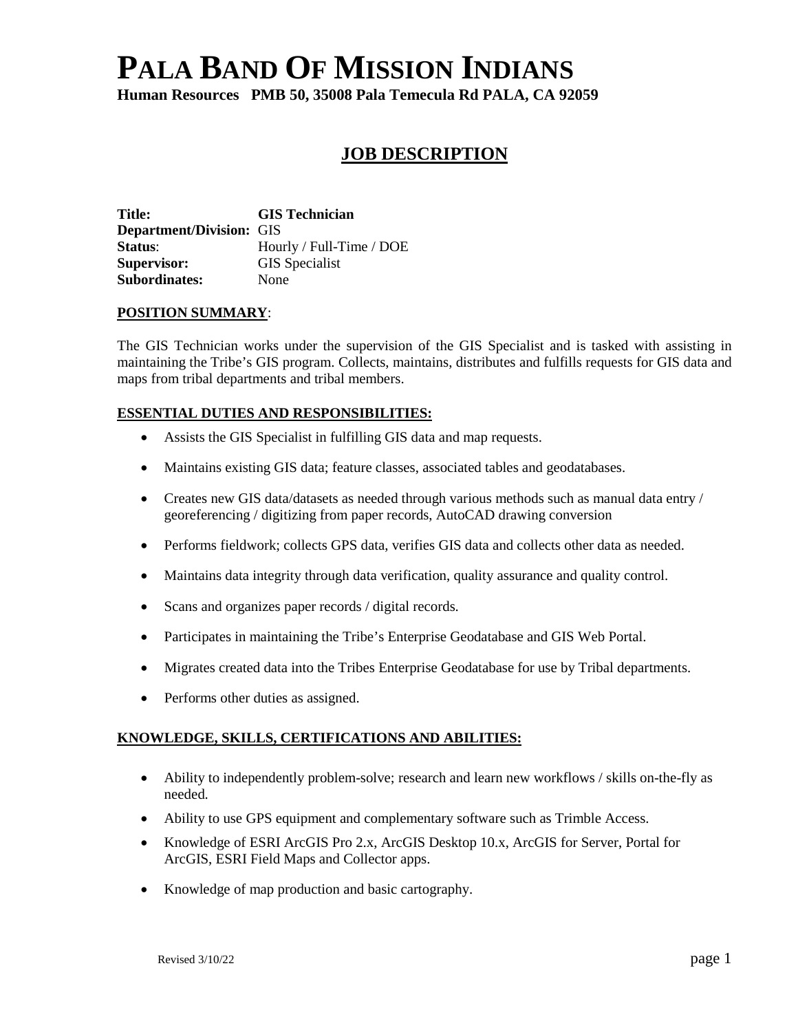# PALA BAND OF MISSION INDIANS

**Human Resources PMB 50, 35008 Pala Temecula Rd PALA, CA 92059**

## JOB DESCRIPTION

**Title:** **GIS Technician**
**Department/Division:** GIS
**Status**: Hourly / Full-Time / DOE
**Supervisor:** GIS Specialist
**Subordinates:** None

**POSITION SUMMARY**:

The GIS Technician works under the supervision of the GIS Specialist and is tasked with assisting in maintaining the Tribe's GIS program. Collects, maintains, distributes and fulfills requests for GIS data and maps from tribal departments and tribal members.

**ESSENTIAL DUTIES AND RESPONSIBILITIES:**

- Assists the GIS Specialist in fulfilling GIS data and map requests.
- Maintains existing GIS data; feature classes, associated tables and geodatabases.
- Creates new GIS data/datasets as needed through various methods such as manual data entry / georeferencing / digitizing from paper records, AutoCAD drawing conversion
- Performs fieldwork; collects GPS data, verifies GIS data and collects other data as needed.
- Maintains data integrity through data verification, quality assurance and quality control.
- Scans and organizes paper records / digital records.
- Participates in maintaining the Tribe's Enterprise Geodatabase and GIS Web Portal.
- Migrates created data into the Tribes Enterprise Geodatabase for use by Tribal departments.
- Performs other duties as assigned.

**KNOWLEDGE, SKILLS, CERTIFICATIONS AND ABILITIES:**

- Ability to independently problem-solve; research and learn new workflows / skills on-the-fly as needed.
- Ability to use GPS equipment and complementary software such as Trimble Access.
- Knowledge of ESRI ArcGIS Pro 2.x, ArcGIS Desktop 10.x, ArcGIS for Server, Portal for ArcGIS, ESRI Field Maps and Collector apps.
- Knowledge of map production and basic cartography.

Revised 3/10/22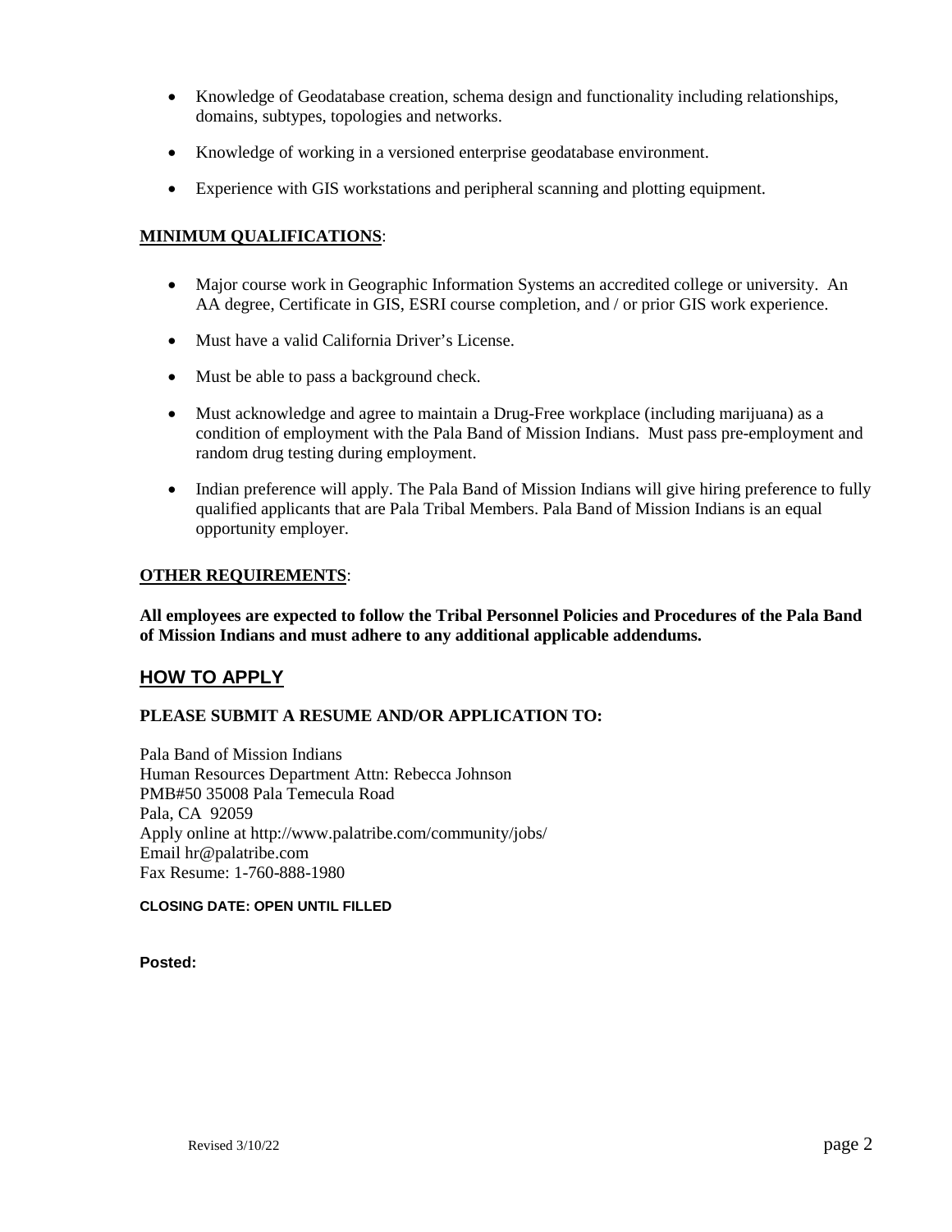- Knowledge of Geodatabase creation, schema design and functionality including relationships, domains, subtypes, topologies and networks.
- Knowledge of working in a versioned enterprise geodatabase environment.
- Experience with GIS workstations and peripheral scanning and plotting equipment.

**MINIMUM QUALIFICATIONS**:

- Major course work in Geographic Information Systems an accredited college or university. An AA degree, Certificate in GIS, ESRI course completion, and / or prior GIS work experience.
- Must have a valid California Driver's License.
- Must be able to pass a background check.
- Must acknowledge and agree to maintain a Drug-Free workplace (including marijuana) as a condition of employment with the Pala Band of Mission Indians. Must pass pre-employment and random drug testing during employment.
- Indian preference will apply. The Pala Band of Mission Indians will give hiring preference to fully qualified applicants that are Pala Tribal Members. Pala Band of Mission Indians is an equal opportunity employer.

**OTHER REQUIREMENTS**:

**All employees are expected to follow the Tribal Personnel Policies and Procedures of the Pala Band of Mission Indians and must adhere to any additional applicable addendums.**

## HOW TO APPLY

**PLEASE SUBMIT A RESUME AND/OR APPLICATION TO:**

Pala Band of Mission Indians
Human Resources Department Attn: Rebecca Johnson
PMB#50 35008 Pala Temecula Road
Pala, CA 92059
Apply online at http://www.palatribe.com/community/jobs/
Email hr@palatribe.com
Fax Resume: 1-760-888-1980

**CLOSING DATE: OPEN UNTIL FILLED**

**Posted:**

Revised 3/10/22